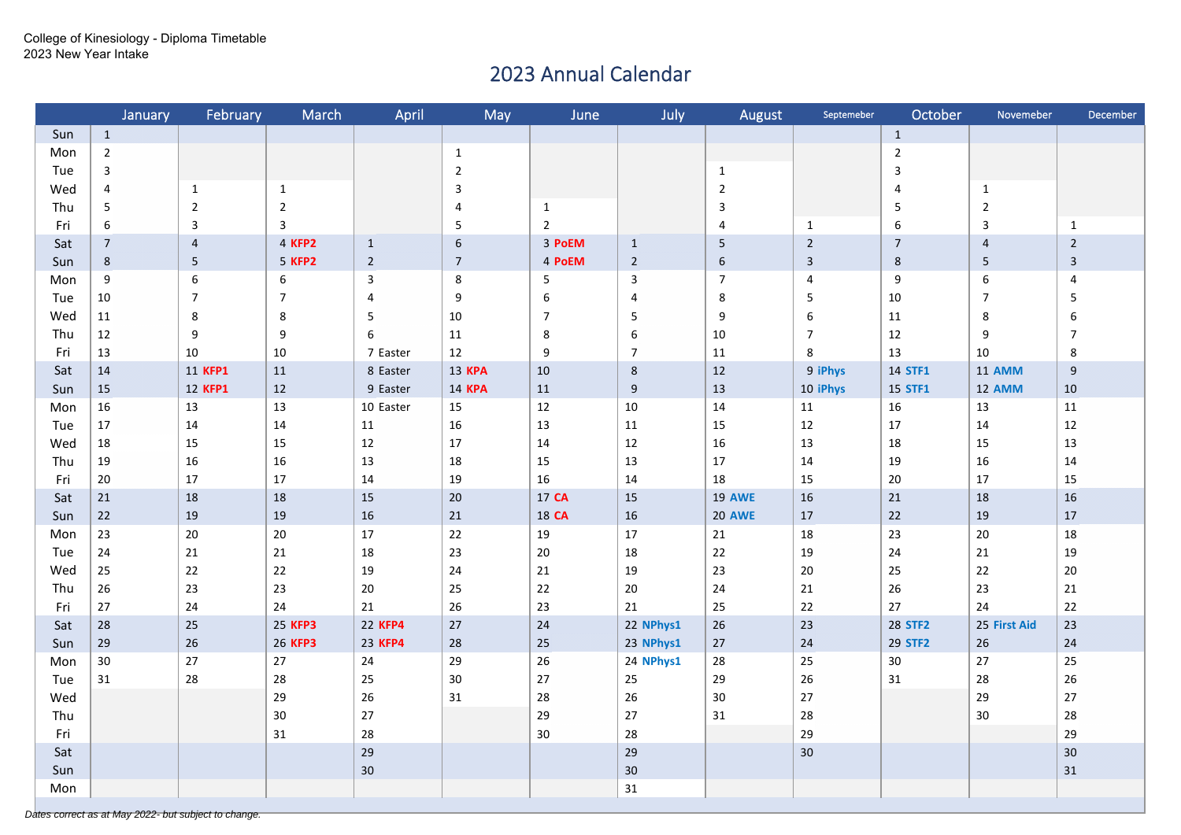College of Kinesiology - Diploma Timetable
2023 New Year Intake

# 2023 Annual Calendar

| | January | February | March | April | May | June | July | August | Septemeber | October | Novemeber | December |
|---|---|---|---|---|---|---|---|---|---|---|---|---|
| Sun | 1 | | | | | | | | | 1 | | |
| Mon | 2 | | | | 1 | | | | | 2 | | |
| Tue | 3 | | | | 2 | | | 1 | | 3 | | |
| Wed | 4 | 1 | 1 | | 3 | | | 2 | | 4 | 1 | |
| Thu | 5 | 2 | 2 | | 4 | 1 | | 3 | | 5 | 2 | |
| Fri | 6 | 3 | 3 | | 5 | 2 | | 4 | 1 | 6 | 3 | 1 |
| Sat | 7 | 4 | 4 **KFP2** | 1 | 6 | 3 **PoEM** | 1 | 5 | 2 | 7 | 4 | 2 |
| Sun | 8 | 5 | 5 **KFP2** | 2 | 7 | 4 **PoEM** | 2 | 6 | 3 | 8 | 5 | 3 |
| Mon | 9 | 6 | 6 | 3 | 8 | 5 | 3 | 7 | 4 | 9 | 6 | 4 |
| Tue | 10 | 7 | 7 | 4 | 9 | 6 | 4 | 8 | 5 | 10 | 7 | 5 |
| Wed | 11 | 8 | 8 | 5 | 10 | 7 | 5 | 9 | 6 | 11 | 8 | 6 |
| Thu | 12 | 9 | 9 | 6 | 11 | 8 | 6 | 10 | 7 | 12 | 9 | 7 |
| Fri | 13 | 10 | 10 | 7 Easter | 12 | 9 | 7 | 11 | 8 | 13 | 10 | 8 |
| Sat | 14 | 11 **KFP1** | 11 | 8 Easter | 13 **KPA** | 10 | 8 | 12 | 9 **iPhys** | 14 **STF1** | 11 **AMM** | 9 |
| Sun | 15 | 12 **KFP1** | 12 | 9 Easter | 14 **KPA** | 11 | 9 | 13 | 10 **iPhys** | 15 **STF1** | 12 **AMM** | 10 |
| Mon | 16 | 13 | 13 | 10 Easter | 15 | 12 | 10 | 14 | 11 | 16 | 13 | 11 |
| Tue | 17 | 14 | 14 | 11 | 16 | 13 | 11 | 15 | 12 | 17 | 14 | 12 |
| Wed | 18 | 15 | 15 | 12 | 17 | 14 | 12 | 16 | 13 | 18 | 15 | 13 |
| Thu | 19 | 16 | 16 | 13 | 18 | 15 | 13 | 17 | 14 | 19 | 16 | 14 |
| Fri | 20 | 17 | 17 | 14 | 19 | 16 | 14 | 18 | 15 | 20 | 17 | 15 |
| Sat | 21 | 18 | 18 | 15 | 20 | 17 **CA** | 15 | 19 **AWE** | 16 | 21 | 18 | 16 |
| Sun | 22 | 19 | 19 | 16 | 21 | 18 **CA** | 16 | 20 **AWE** | 17 | 22 | 19 | 17 |
| Mon | 23 | 20 | 20 | 17 | 22 | 19 | 17 | 21 | 18 | 23 | 20 | 18 |
| Tue | 24 | 21 | 21 | 18 | 23 | 20 | 18 | 22 | 19 | 24 | 21 | 19 |
| Wed | 25 | 22 | 22 | 19 | 24 | 21 | 19 | 23 | 20 | 25 | 22 | 20 |
| Thu | 26 | 23 | 23 | 20 | 25 | 22 | 20 | 24 | 21 | 26 | 23 | 21 |
| Fri | 27 | 24 | 24 | 21 | 26 | 23 | 21 | 25 | 22 | 27 | 24 | 22 |
| Sat | 28 | 25 | 25 **KFP3** | 22 **KFP4** | 27 | 24 | 22 **NPhys1** | 26 | 23 | 28 **STF2** | 25 **First Aid** | 23 |
| Sun | 29 | 26 | 26 **KFP3** | 23 **KFP4** | 28 | 25 | 23 **NPhys1** | 27 | 24 | 29 **STF2** | 26 | 24 |
| Mon | 30 | 27 | 27 | 24 | 29 | 26 | 24 **NPhys1** | 28 | 25 | 30 | 27 | 25 |
| Tue | 31 | 28 | 28 | 25 | 30 | 27 | 25 | 29 | 26 | 31 | 28 | 26 |
| Wed | | | 29 | 26 | 31 | 28 | 26 | 30 | 27 | | 29 | 27 |
| Thu | | | 30 | 27 | | 29 | 27 | 31 | 28 | | 30 | 28 |
| Fri | | | 31 | 28 | | 30 | 28 | | 29 | | | 29 |
| Sat | | | | 29 | | | 29 | | 30 | | | 30 |
| Sun | | | | 30 | | | 30 | | | | | 31 |
| Mon | | | | | | | 31 | | | | | |

*Dates correct as at May 2022- but subject to change.*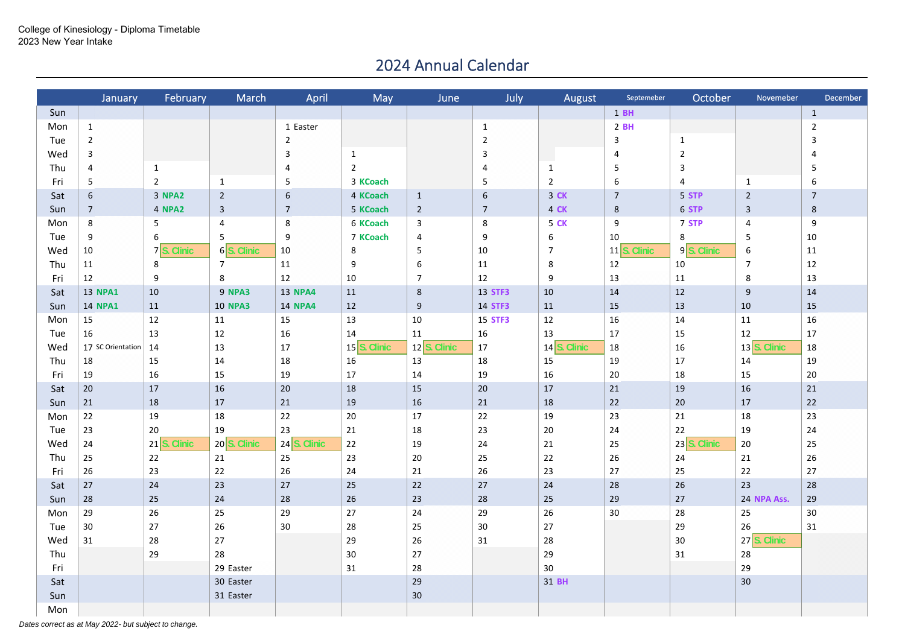College of Kinesiology - Diploma Timetable
2023 New Year Intake

# 2024 Annual Calendar

| | January | February | March | April | May | June | July | August | Septemeber | October | Novemeber | December |
|---|---|---|---|---|---|---|---|---|---|---|---|---|
| Sun | | | | | | | | | 1 BH | | | 1 |
| Mon | 1 | | | 1 Easter | | | 1 | | 2 BH | | | 2 |
| Tue | 2 | | | 2 | | | 2 | | 3 | 1 | | 3 |
| Wed | 3 | | | 3 | 1 | | 3 | | 4 | 2 | | 4 |
| Thu | 4 | 1 | | 4 | 2 | | 4 | 1 | 5 | 3 | | 5 |
| Fri | 5 | 2 | 1 | 5 | 3 KCoach | | 5 | 2 | 6 | 4 | 1 | 6 |
| Sat | 6 | 3 NPA2 | 2 | 6 | 4 KCoach | 1 | 6 | 3 CK | 7 | 5 STP | 2 | 7 |
| Sun | 7 | 4 NPA2 | 3 | 7 | 5 KCoach | 2 | 7 | 4 CK | 8 | 6 STP | 3 | 8 |
| Mon | 8 | 5 | 4 | 8 | 6 KCoach | 3 | 8 | 5 CK | 9 | 7 STP | 4 | 9 |
| Tue | 9 | 6 | 5 | 9 | 7 KCoach | 4 | 9 | 6 | 10 | 8 | 5 | 10 |
| Wed | 10 | 7 S. Clinic | 6 S. Clinic | 10 | 8 | 5 | 10 | 7 | 11 S. Clinic | 9 S. Clinic | 6 | 11 |
| Thu | 11 | 8 | 7 | 11 | 9 | 6 | 11 | 8 | 12 | 10 | 7 | 12 |
| Fri | 12 | 9 | 8 | 12 | 10 | 7 | 12 | 9 | 13 | 11 | 8 | 13 |
| Sat | 13 NPA1 | 10 | 9 NPA3 | 13 NPA4 | 11 | 8 | 13 STF3 | 10 | 14 | 12 | 9 | 14 |
| Sun | 14 NPA1 | 11 | 10 NPA3 | 14 NPA4 | 12 | 9 | 14 STF3 | 11 | 15 | 13 | 10 | 15 |
| Mon | 15 | 12 | 11 | 15 | 13 | 10 | 15 STF3 | 12 | 16 | 14 | 11 | 16 |
| Tue | 16 | 13 | 12 | 16 | 14 | 11 | 16 | 13 | 17 | 15 | 12 | 17 |
| Wed | 17 SC Orientation | 14 | 13 | 17 | 15 S. Clinic | 12 S. Clinic | 17 | 14 S. Clinic | 18 | 16 | 13 S. Clinic | 18 |
| Thu | 18 | 15 | 14 | 18 | 16 | 13 | 18 | 15 | 19 | 17 | 14 | 19 |
| Fri | 19 | 16 | 15 | 19 | 17 | 14 | 19 | 16 | 20 | 18 | 15 | 20 |
| Sat | 20 | 17 | 16 | 20 | 18 | 15 | 20 | 17 | 21 | 19 | 16 | 21 |
| Sun | 21 | 18 | 17 | 21 | 19 | 16 | 21 | 18 | 22 | 20 | 17 | 22 |
| Mon | 22 | 19 | 18 | 22 | 20 | 17 | 22 | 19 | 23 | 21 | 18 | 23 |
| Tue | 23 | 20 | 19 | 23 | 21 | 18 | 23 | 20 | 24 | 22 | 19 | 24 |
| Wed | 24 | 21 S. Clinic | 20 S. Clinic | 24 S. Clinic | 22 | 19 | 24 | 21 | 25 | 23 S. Clinic | 20 | 25 |
| Thu | 25 | 22 | 21 | 25 | 23 | 20 | 25 | 22 | 26 | 24 | 21 | 26 |
| Fri | 26 | 23 | 22 | 26 | 24 | 21 | 26 | 23 | 27 | 25 | 22 | 27 |
| Sat | 27 | 24 | 23 | 27 | 25 | 22 | 27 | 24 | 28 | 26 | 23 | 28 |
| Sun | 28 | 25 | 24 | 28 | 26 | 23 | 28 | 25 | 29 | 27 | 24 NPA Ass. | 29 |
| Mon | 29 | 26 | 25 | 29 | 27 | 24 | 29 | 26 | 30 | 28 | 25 | 30 |
| Tue | 30 | 27 | 26 | 30 | 28 | 25 | 30 | 27 | | 29 | 26 | 31 |
| Wed | 31 | 28 | 27 | | 29 | 26 | 31 | 28 | | 30 | 27 S. Clinic | |
| Thu | | 29 | 28 | | 30 | 27 | | 29 | | 31 | 28 | |
| Fri | | | 29 Easter | | 31 | 28 | | 30 | | | 29 | |
| Sat | | | 30 Easter | | | 29 | | 31 BH | | | 30 | |
| Sun | | | 31 Easter | | | 30 | | | | | | |
| Mon | | | | | | | | | | | | |

*Dates correct as at May 2022- but subject to change.*